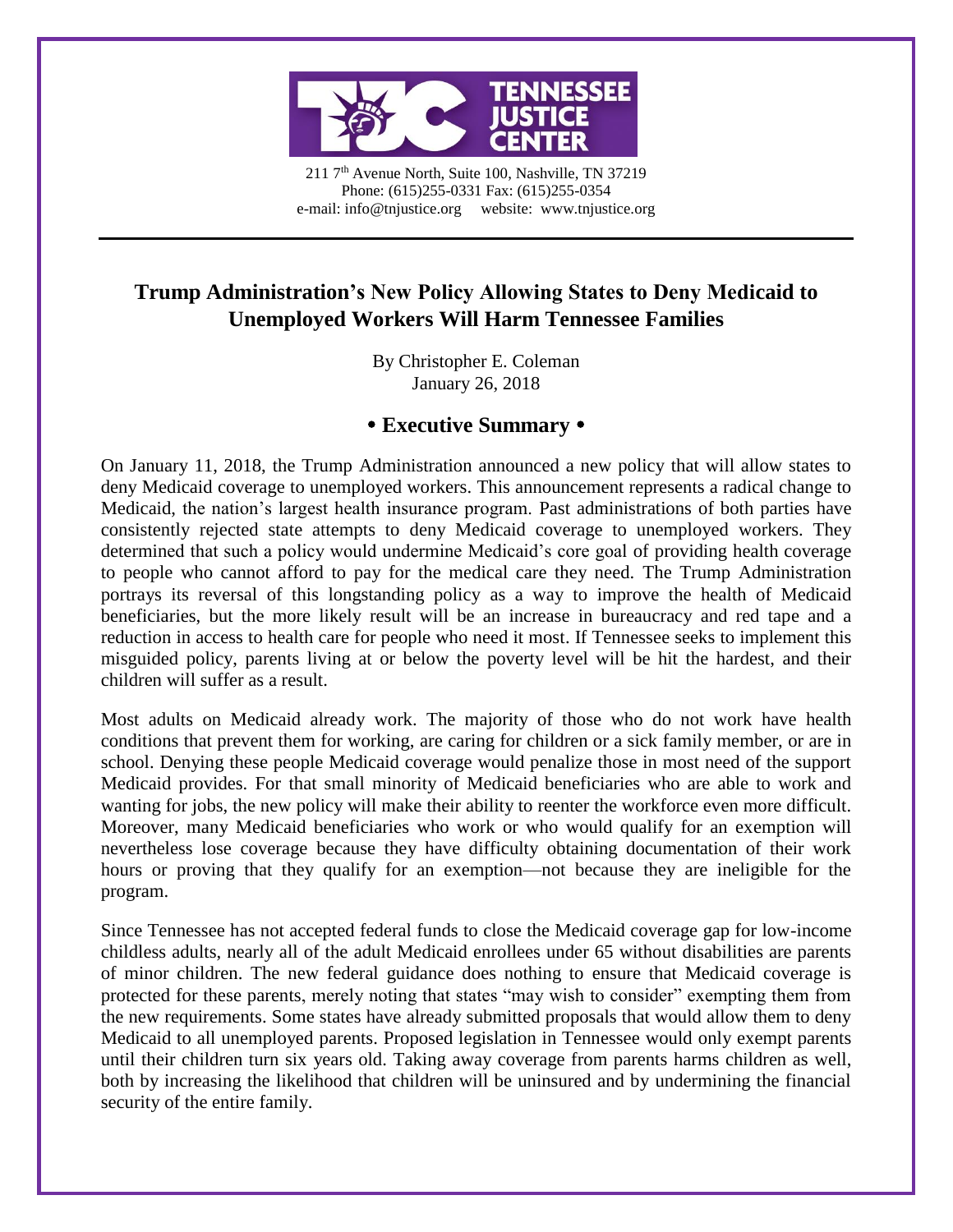**TENNESSEE JUSTICE CENTER**

211 7th Avenue North, Suite 100, Nashville, TN 37219
Phone: (615)255-0331 Fax: (615)255-0354
e-mail: info@tnjustice.org website: www.tnjustice.org

---

# Trump Administration's New Policy Allowing States to Deny Medicaid to Unemployed Workers Will Harm Tennessee Families

By Christopher E. Coleman
January 26, 2018

## • Executive Summary •

On January 11, 2018, the Trump Administration announced a new policy that will allow states to deny Medicaid coverage to unemployed workers. This announcement represents a radical change to Medicaid, the nation's largest health insurance program. Past administrations of both parties have consistently rejected state attempts to deny Medicaid coverage to unemployed workers. They determined that such a policy would undermine Medicaid's core goal of providing health coverage to people who cannot afford to pay for the medical care they need. The Trump Administration portrays its reversal of this longstanding policy as a way to improve the health of Medicaid beneficiaries, but the more likely result will be an increase in bureaucracy and red tape and a reduction in access to health care for people who need it most. If Tennessee seeks to implement this misguided policy, parents living at or below the poverty level will be hit the hardest, and their children will suffer as a result.

Most adults on Medicaid already work. The majority of those who do not work have health conditions that prevent them for working, are caring for children or a sick family member, or are in school. Denying these people Medicaid coverage would penalize those in most need of the support Medicaid provides. For that small minority of Medicaid beneficiaries who are able to work and wanting for jobs, the new policy will make their ability to reenter the workforce even more difficult. Moreover, many Medicaid beneficiaries who work or who would qualify for an exemption will nevertheless lose coverage because they have difficulty obtaining documentation of their work hours or proving that they qualify for an exemption—not because they are ineligible for the program.

Since Tennessee has not accepted federal funds to close the Medicaid coverage gap for low-income childless adults, nearly all of the adult Medicaid enrollees under 65 without disabilities are parents of minor children. The new federal guidance does nothing to ensure that Medicaid coverage is protected for these parents, merely noting that states "may wish to consider" exempting them from the new requirements. Some states have already submitted proposals that would allow them to deny Medicaid to all unemployed parents. Proposed legislation in Tennessee would only exempt parents until their children turn six years old. Taking away coverage from parents harms children as well, both by increasing the likelihood that children will be uninsured and by undermining the financial security of the entire family.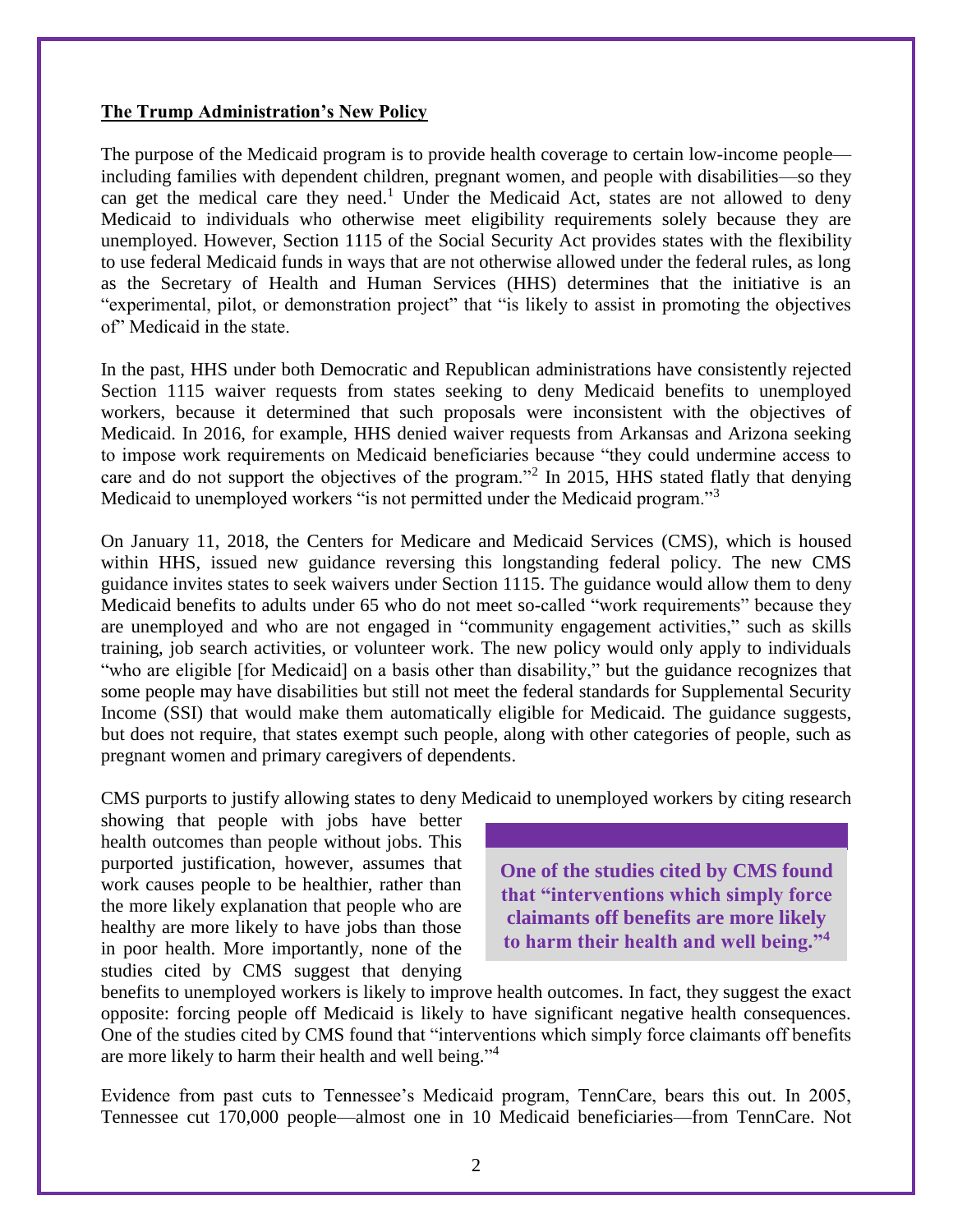**The Trump Administration's New Policy**

The purpose of the Medicaid program is to provide health coverage to certain low-income people—including families with dependent children, pregnant women, and people with disabilities—so they can get the medical care they need.[1] Under the Medicaid Act, states are not allowed to deny Medicaid to individuals who otherwise meet eligibility requirements solely because they are unemployed. However, Section 1115 of the Social Security Act provides states with the flexibility to use federal Medicaid funds in ways that are not otherwise allowed under the federal rules, as long as the Secretary of Health and Human Services (HHS) determines that the initiative is an "experimental, pilot, or demonstration project" that "is likely to assist in promoting the objectives of" Medicaid in the state.

In the past, HHS under both Democratic and Republican administrations have consistently rejected Section 1115 waiver requests from states seeking to deny Medicaid benefits to unemployed workers, because it determined that such proposals were inconsistent with the objectives of Medicaid. In 2016, for example, HHS denied waiver requests from Arkansas and Arizona seeking to impose work requirements on Medicaid beneficiaries because "they could undermine access to care and do not support the objectives of the program."[2] In 2015, HHS stated flatly that denying Medicaid to unemployed workers "is not permitted under the Medicaid program."[3]

On January 11, 2018, the Centers for Medicare and Medicaid Services (CMS), which is housed within HHS, issued new guidance reversing this longstanding federal policy. The new CMS guidance invites states to seek waivers under Section 1115. The guidance would allow them to deny Medicaid benefits to adults under 65 who do not meet so-called "work requirements" because they are unemployed and who are not engaged in "community engagement activities," such as skills training, job search activities, or volunteer work. The new policy would only apply to individuals "who are eligible [for Medicaid] on a basis other than disability," but the guidance recognizes that some people may have disabilities but still not meet the federal standards for Supplemental Security Income (SSI) that would make them automatically eligible for Medicaid. The guidance suggests, but does not require, that states exempt such people, along with other categories of people, such as pregnant women and primary caregivers of dependents.

CMS purports to justify allowing states to deny Medicaid to unemployed workers by citing research showing that people with jobs have better health outcomes than people without jobs. This purported justification, however, assumes that work causes people to be healthier, rather than the more likely explanation that people who are healthy are more likely to have jobs than those in poor health. More importantly, none of the studies cited by CMS suggest that denying benefits to unemployed workers is likely to improve health outcomes. In fact, they suggest the exact opposite: forcing people off Medicaid is likely to have significant negative health consequences. One of the studies cited by CMS found that "interventions which simply force claimants off benefits are more likely to harm their health and well being."[4]

> **One of the studies cited by CMS found that "interventions which simply force claimants off benefits are more likely to harm their health and well being."[4]**

Evidence from past cuts to Tennessee's Medicaid program, TennCare, bears this out. In 2005, Tennessee cut 170,000 people—almost one in 10 Medicaid beneficiaries—from TennCare. Not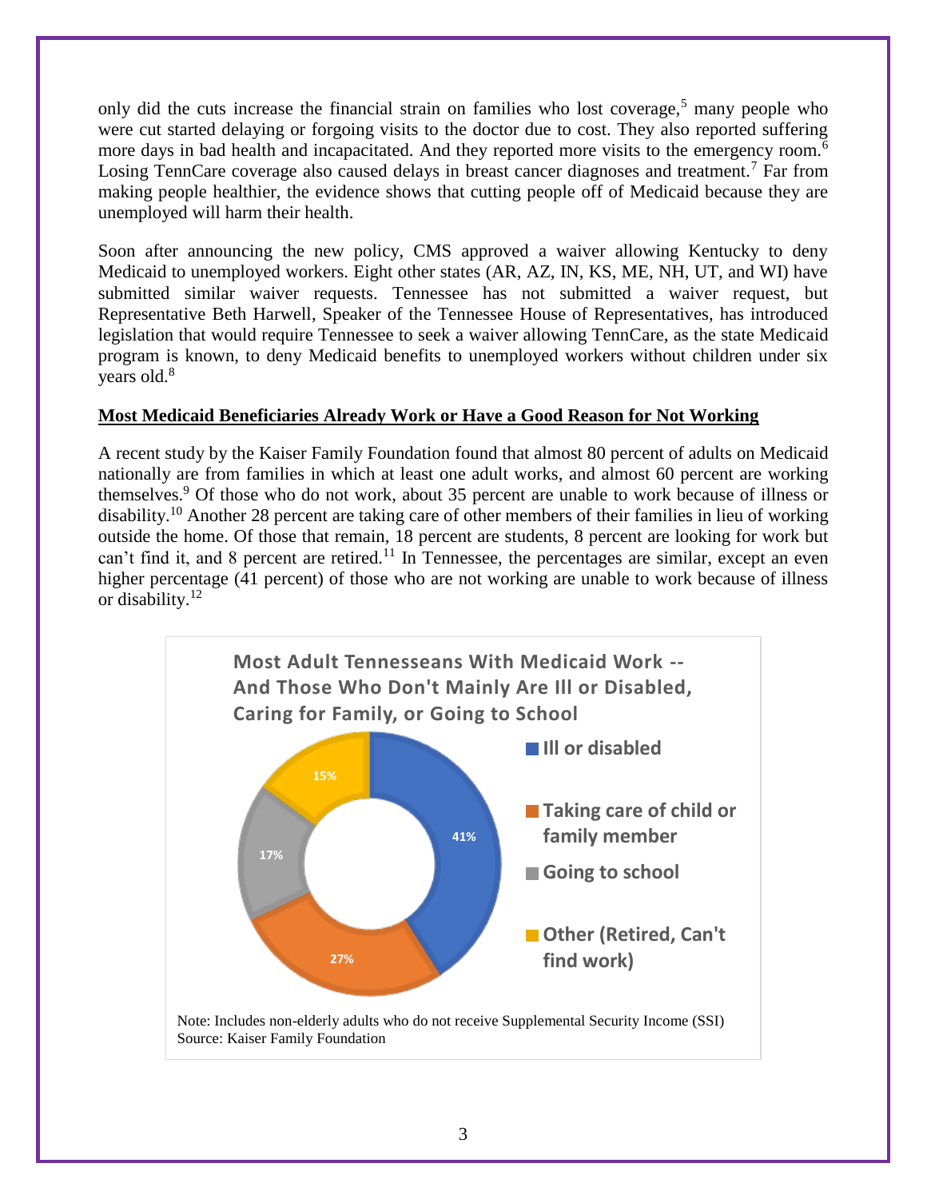only did the cuts increase the financial strain on families who lost coverage,[5] many people who were cut started delaying or forgoing visits to the doctor due to cost. They also reported suffering more days in bad health and incapacitated. And they reported more visits to the emergency room.[6] Losing TennCare coverage also caused delays in breast cancer diagnoses and treatment.[7] Far from making people healthier, the evidence shows that cutting people off of Medicaid because they are unemployed will harm their health.

Soon after announcing the new policy, CMS approved a waiver allowing Kentucky to deny Medicaid to unemployed workers. Eight other states (AR, AZ, IN, KS, ME, NH, UT, and WI) have submitted similar waiver requests. Tennessee has not submitted a waiver request, but Representative Beth Harwell, Speaker of the Tennessee House of Representatives, has introduced legislation that would require Tennessee to seek a waiver allowing TennCare, as the state Medicaid program is known, to deny Medicaid benefits to unemployed workers without children under six years old.[8]

## Most Medicaid Beneficiaries Already Work or Have a Good Reason for Not Working

A recent study by the Kaiser Family Foundation found that almost 80 percent of adults on Medicaid nationally are from families in which at least one adult works, and almost 60 percent are working themselves.[9] Of those who do not work, about 35 percent are unable to work because of illness or disability.[10] Another 28 percent are taking care of other members of their families in lieu of working outside the home. Of those that remain, 18 percent are students, 8 percent are looking for work but can't find it, and 8 percent are retired.[11] In Tennessee, the percentages are similar, except an even higher percentage (41 percent) of those who are not working are unable to work because of illness or disability.[12]

**Most Adult Tennesseans With Medicaid Work -- And Those Who Don't Mainly Are Ill or Disabled, Caring for Family, or Going to School**

| Category | Percent |
|---|---|
| Ill or disabled | 41% |
| Taking care of child or family member | 27% |
| Going to school | 17% |
| Other (Retired, Can't find work) | 15% |

Note: Includes non-elderly adults who do not receive Supplemental Security Income (SSI)
Source: Kaiser Family Foundation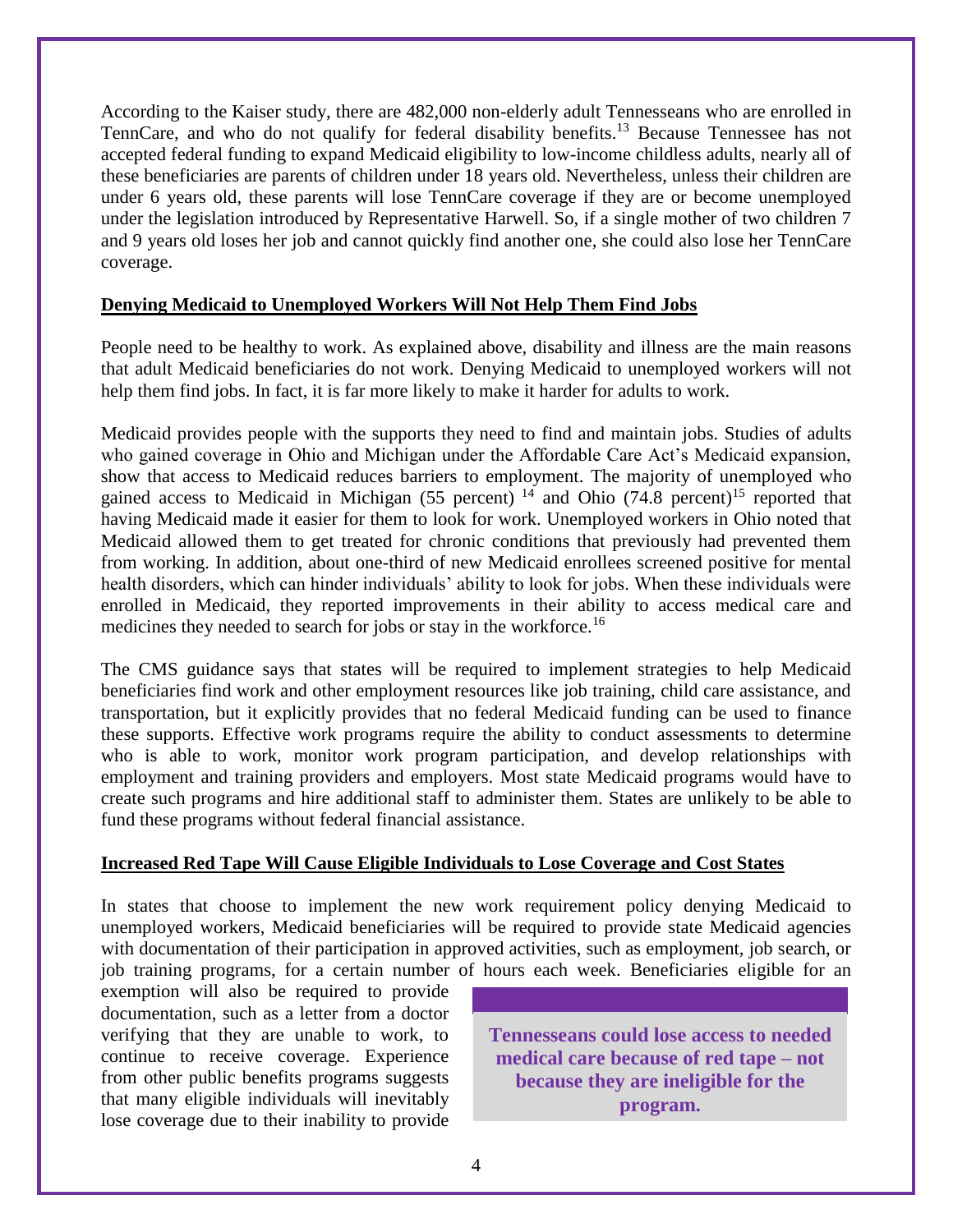According to the Kaiser study, there are 482,000 non-elderly adult Tennesseans who are enrolled in TennCare, and who do not qualify for federal disability benefits.[13] Because Tennessee has not accepted federal funding to expand Medicaid eligibility to low-income childless adults, nearly all of these beneficiaries are parents of children under 18 years old. Nevertheless, unless their children are under 6 years old, these parents will lose TennCare coverage if they are or become unemployed under the legislation introduced by Representative Harwell. So, if a single mother of two children 7 and 9 years old loses her job and cannot quickly find another one, she could also lose her TennCare coverage.

## Denying Medicaid to Unemployed Workers Will Not Help Them Find Jobs

People need to be healthy to work. As explained above, disability and illness are the main reasons that adult Medicaid beneficiaries do not work. Denying Medicaid to unemployed workers will not help them find jobs. In fact, it is far more likely to make it harder for adults to work.

Medicaid provides people with the supports they need to find and maintain jobs. Studies of adults who gained coverage in Ohio and Michigan under the Affordable Care Act's Medicaid expansion, show that access to Medicaid reduces barriers to employment. The majority of unemployed who gained access to Medicaid in Michigan (55 percent) [14] and Ohio (74.8 percent)[15] reported that having Medicaid made it easier for them to look for work. Unemployed workers in Ohio noted that Medicaid allowed them to get treated for chronic conditions that previously had prevented them from working. In addition, about one-third of new Medicaid enrollees screened positive for mental health disorders, which can hinder individuals' ability to look for jobs. When these individuals were enrolled in Medicaid, they reported improvements in their ability to access medical care and medicines they needed to search for jobs or stay in the workforce.[16]

The CMS guidance says that states will be required to implement strategies to help Medicaid beneficiaries find work and other employment resources like job training, child care assistance, and transportation, but it explicitly provides that no federal Medicaid funding can be used to finance these supports. Effective work programs require the ability to conduct assessments to determine who is able to work, monitor work program participation, and develop relationships with employment and training providers and employers. Most state Medicaid programs would have to create such programs and hire additional staff to administer them. States are unlikely to be able to fund these programs without federal financial assistance.

## Increased Red Tape Will Cause Eligible Individuals to Lose Coverage and Cost States

In states that choose to implement the new work requirement policy denying Medicaid to unemployed workers, Medicaid beneficiaries will be required to provide state Medicaid agencies with documentation of their participation in approved activities, such as employment, job search, or job training programs, for a certain number of hours each week. Beneficiaries eligible for an exemption will also be required to provide documentation, such as a letter from a doctor verifying that they are unable to work, to continue to receive coverage. Experience from other public benefits programs suggests that many eligible individuals will inevitably lose coverage due to their inability to provide

**Tennesseans could lose access to needed medical care because of red tape – not because they are ineligible for the program.**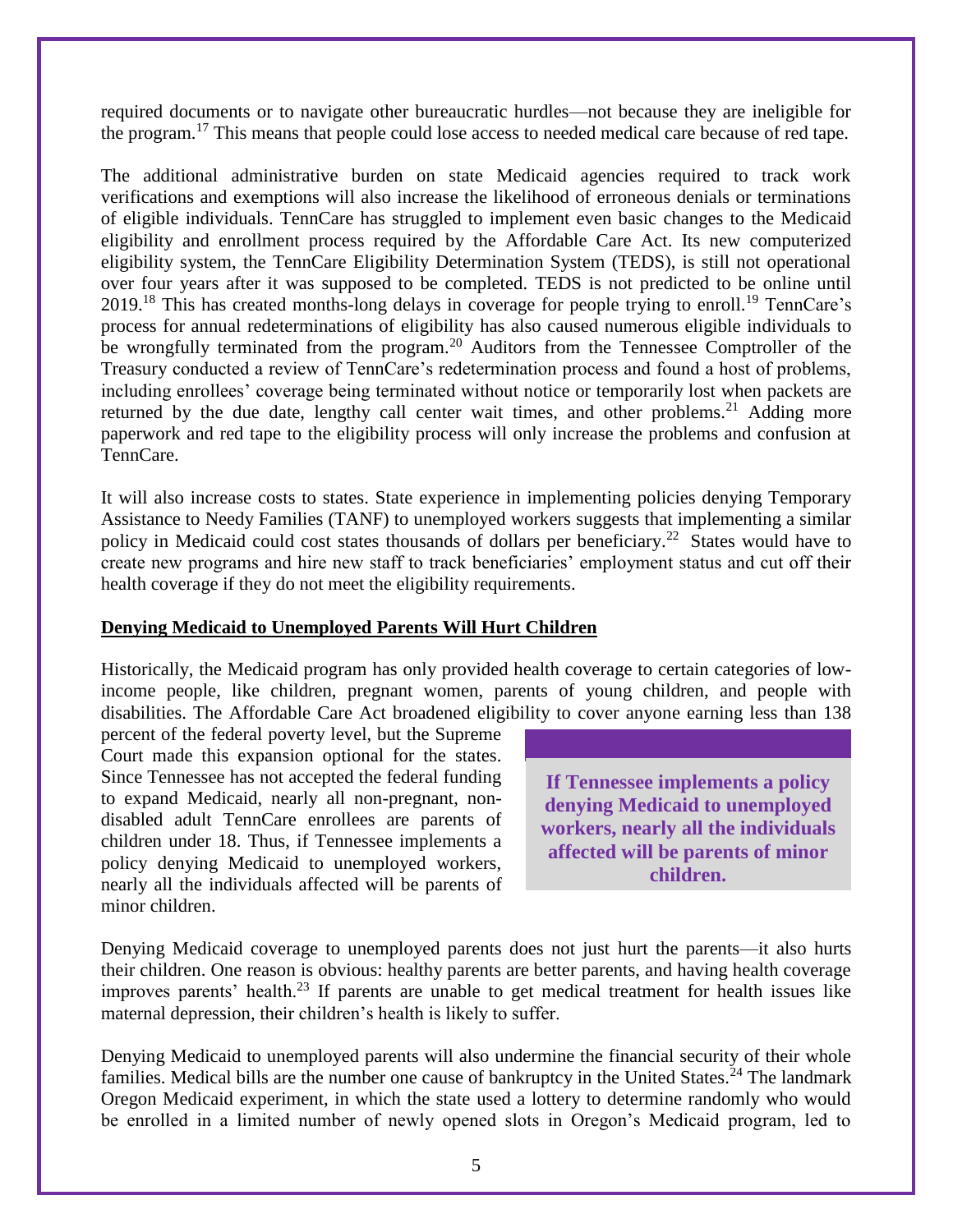required documents or to navigate other bureaucratic hurdles—not because they are ineligible for the program.[17] This means that people could lose access to needed medical care because of red tape.

The additional administrative burden on state Medicaid agencies required to track work verifications and exemptions will also increase the likelihood of erroneous denials or terminations of eligible individuals. TennCare has struggled to implement even basic changes to the Medicaid eligibility and enrollment process required by the Affordable Care Act. Its new computerized eligibility system, the TennCare Eligibility Determination System (TEDS), is still not operational over four years after it was supposed to be completed. TEDS is not predicted to be online until 2019.[18] This has created months-long delays in coverage for people trying to enroll.[19] TennCare's process for annual redeterminations of eligibility has also caused numerous eligible individuals to be wrongfully terminated from the program.[20] Auditors from the Tennessee Comptroller of the Treasury conducted a review of TennCare's redetermination process and found a host of problems, including enrollees' coverage being terminated without notice or temporarily lost when packets are returned by the due date, lengthy call center wait times, and other problems.[21] Adding more paperwork and red tape to the eligibility process will only increase the problems and confusion at TennCare.

It will also increase costs to states. State experience in implementing policies denying Temporary Assistance to Needy Families (TANF) to unemployed workers suggests that implementing a similar policy in Medicaid could cost states thousands of dollars per beneficiary.[22] States would have to create new programs and hire new staff to track beneficiaries' employment status and cut off their health coverage if they do not meet the eligibility requirements.

**Denying Medicaid to Unemployed Parents Will Hurt Children**

Historically, the Medicaid program has only provided health coverage to certain categories of low-income people, like children, pregnant women, parents of young children, and people with disabilities. The Affordable Care Act broadened eligibility to cover anyone earning less than 138 percent of the federal poverty level, but the Supreme Court made this expansion optional for the states. Since Tennessee has not accepted the federal funding to expand Medicaid, nearly all non-pregnant, non-disabled adult TennCare enrollees are parents of children under 18. Thus, if Tennessee implements a policy denying Medicaid to unemployed workers, nearly all the individuals affected will be parents of minor children.

> **If Tennessee implements a policy denying Medicaid to unemployed workers, nearly all the individuals affected will be parents of minor children.**

Denying Medicaid coverage to unemployed parents does not just hurt the parents—it also hurts their children. One reason is obvious: healthy parents are better parents, and having health coverage improves parents' health.[23] If parents are unable to get medical treatment for health issues like maternal depression, their children's health is likely to suffer.

Denying Medicaid to unemployed parents will also undermine the financial security of their whole families. Medical bills are the number one cause of bankruptcy in the United States.[24] The landmark Oregon Medicaid experiment, in which the state used a lottery to determine randomly who would be enrolled in a limited number of newly opened slots in Oregon's Medicaid program, led to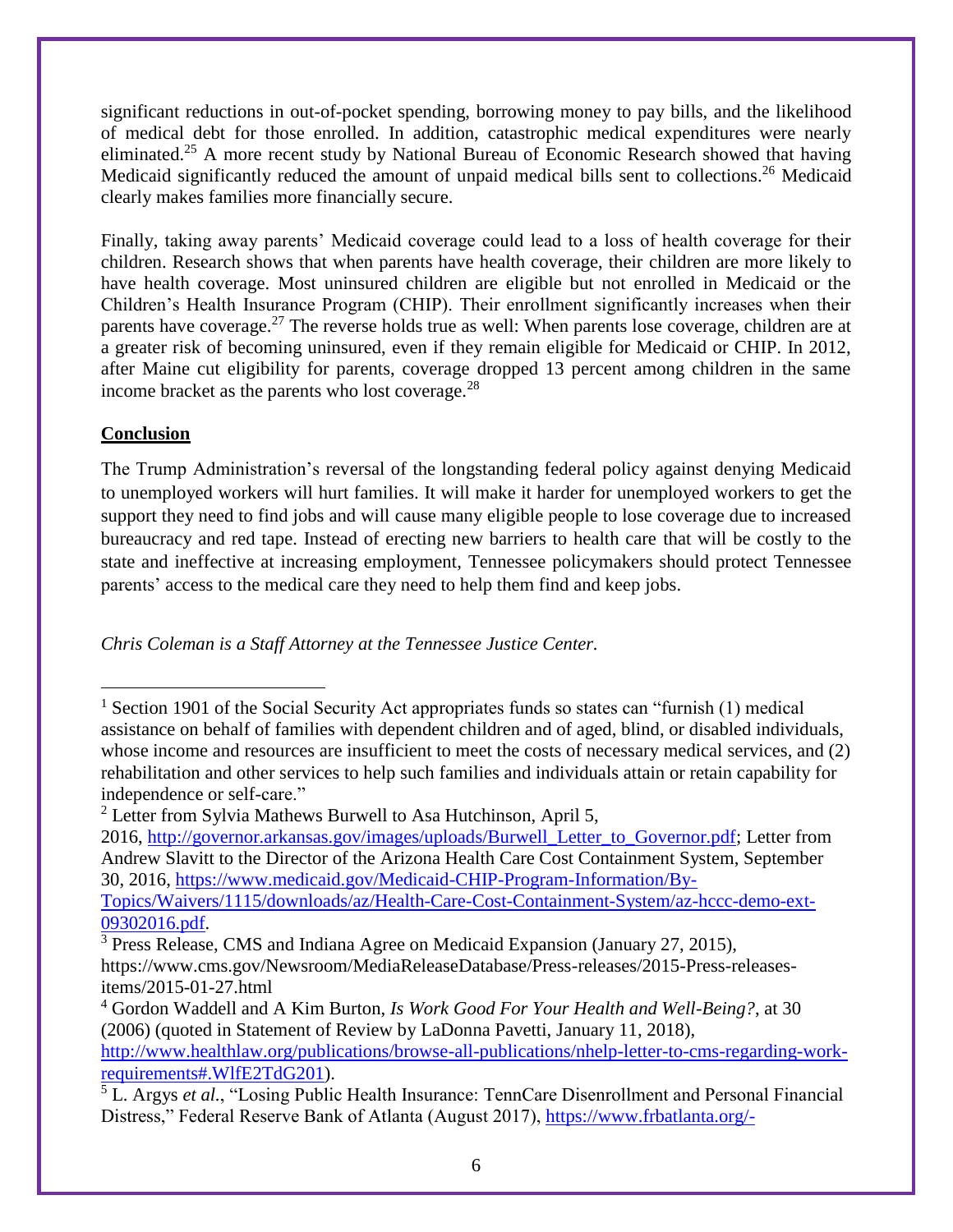significant reductions in out-of-pocket spending, borrowing money to pay bills, and the likelihood of medical debt for those enrolled. In addition, catastrophic medical expenditures were nearly eliminated.[25] A more recent study by National Bureau of Economic Research showed that having Medicaid significantly reduced the amount of unpaid medical bills sent to collections.[26] Medicaid clearly makes families more financially secure.

Finally, taking away parents' Medicaid coverage could lead to a loss of health coverage for their children. Research shows that when parents have health coverage, their children are more likely to have health coverage. Most uninsured children are eligible but not enrolled in Medicaid or the Children's Health Insurance Program (CHIP). Their enrollment significantly increases when their parents have coverage.[27] The reverse holds true as well: When parents lose coverage, children are at a greater risk of becoming uninsured, even if they remain eligible for Medicaid or CHIP. In 2012, after Maine cut eligibility for parents, coverage dropped 13 percent among children in the same income bracket as the parents who lost coverage.[28]

## Conclusion

The Trump Administration's reversal of the longstanding federal policy against denying Medicaid to unemployed workers will hurt families. It will make it harder for unemployed workers to get the support they need to find jobs and will cause many eligible people to lose coverage due to increased bureaucracy and red tape. Instead of erecting new barriers to health care that will be costly to the state and ineffective at increasing employment, Tennessee policymakers should protect Tennessee parents' access to the medical care they need to help them find and keep jobs.

*Chris Coleman is a Staff Attorney at the Tennessee Justice Center.*

---

[1] Section 1901 of the Social Security Act appropriates funds so states can "furnish (1) medical assistance on behalf of families with dependent children and of aged, blind, or disabled individuals, whose income and resources are insufficient to meet the costs of necessary medical services, and (2) rehabilitation and other services to help such families and individuals attain or retain capability for independence or self-care."

[2] Letter from Sylvia Mathews Burwell to Asa Hutchinson, April 5, 2016, http://governor.arkansas.gov/images/uploads/Burwell_Letter_to_Governor.pdf; Letter from Andrew Slavitt to the Director of the Arizona Health Care Cost Containment System, September 30, 2016, https://www.medicaid.gov/Medicaid-CHIP-Program-Information/By-Topics/Waivers/1115/downloads/az/Health-Care-Cost-Containment-System/az-hccc-demo-ext-09302016.pdf.

[3] Press Release, CMS and Indiana Agree on Medicaid Expansion (January 27, 2015), https://www.cms.gov/Newsroom/MediaReleaseDatabase/Press-releases/2015-Press-releases-items/2015-01-27.html

[4] Gordon Waddell and A Kim Burton, *Is Work Good For Your Health and Well-Being?*, at 30 (2006) (quoted in Statement of Review by LaDonna Pavetti, January 11, 2018), http://www.healthlaw.org/publications/browse-all-publications/nhelp-letter-to-cms-regarding-work-requirements#.WlfE2TdG201).

[5] L. Argys *et al.*, "Losing Public Health Insurance: TennCare Disenrollment and Personal Financial Distress," Federal Reserve Bank of Atlanta (August 2017), https://www.frbatlanta.org/-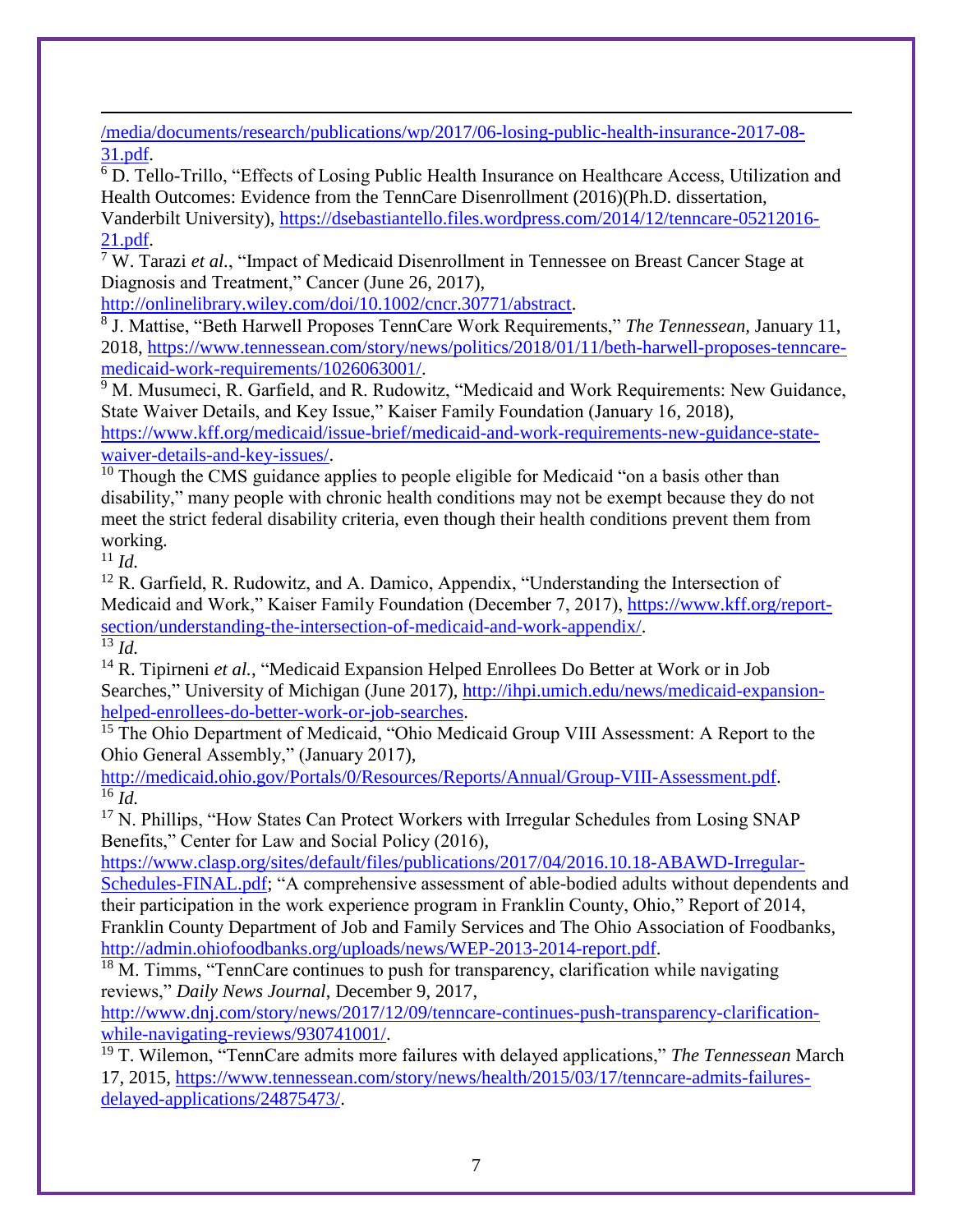/media/documents/research/publications/wp/2017/06-losing-public-health-insurance-2017-08-31.pdf.

[6] D. Tello-Trillo, "Effects of Losing Public Health Insurance on Healthcare Access, Utilization and Health Outcomes: Evidence from the TennCare Disenrollment (2016)(Ph.D. dissertation, Vanderbilt University), https://dsebastiantello.files.wordpress.com/2014/12/tenncare-05212016-21.pdf.

[7] W. Tarazi *et al.*, "Impact of Medicaid Disenrollment in Tennessee on Breast Cancer Stage at Diagnosis and Treatment," Cancer (June 26, 2017), http://onlinelibrary.wiley.com/doi/10.1002/cncr.30771/abstract.

[8] J. Mattise, "Beth Harwell Proposes TennCare Work Requirements," *The Tennessean*, January 11, 2018, https://www.tennessean.com/story/news/politics/2018/01/11/beth-harwell-proposes-tenncare-medicaid-work-requirements/1026063001/.

[9] M. Musumeci, R. Garfield, and R. Rudowitz, "Medicaid and Work Requirements: New Guidance, State Waiver Details, and Key Issue," Kaiser Family Foundation (January 16, 2018), https://www.kff.org/medicaid/issue-brief/medicaid-and-work-requirements-new-guidance-state-waiver-details-and-key-issues/.

[10] Though the CMS guidance applies to people eligible for Medicaid "on a basis other than disability," many people with chronic health conditions may not be exempt because they do not meet the strict federal disability criteria, even though their health conditions prevent them from working.

[11] *Id.*

[12] R. Garfield, R. Rudowitz, and A. Damico, Appendix, "Understanding the Intersection of Medicaid and Work," Kaiser Family Foundation (December 7, 2017), https://www.kff.org/report-section/understanding-the-intersection-of-medicaid-and-work-appendix/.

[13] *Id.*

[14] R. Tipirneni *et al.*, "Medicaid Expansion Helped Enrollees Do Better at Work or in Job Searches," University of Michigan (June 2017), http://ihpi.umich.edu/news/medicaid-expansion-helped-enrollees-do-better-work-or-job-searches.

[15] The Ohio Department of Medicaid, "Ohio Medicaid Group VIII Assessment: A Report to the Ohio General Assembly," (January 2017), http://medicaid.ohio.gov/Portals/0/Resources/Reports/Annual/Group-VIII-Assessment.pdf.

[16] *Id.*

[17] N. Phillips, "How States Can Protect Workers with Irregular Schedules from Losing SNAP Benefits," Center for Law and Social Policy (2016), https://www.clasp.org/sites/default/files/publications/2017/04/2016.10.18-ABAWD-Irregular-Schedules-FINAL.pdf; "A comprehensive assessment of able-bodied adults without dependents and their participation in the work experience program in Franklin County, Ohio," Report of 2014, Franklin County Department of Job and Family Services and The Ohio Association of Foodbanks, http://admin.ohiofoodbanks.org/uploads/news/WEP-2013-2014-report.pdf.

[18] M. Timms, "TennCare continues to push for transparency, clarification while navigating reviews," *Daily News Journal*, December 9, 2017, http://www.dnj.com/story/news/2017/12/09/tenncare-continues-push-transparency-clarification-while-navigating-reviews/930741001/.

[19] T. Wilemon, "TennCare admits more failures with delayed applications," *The Tennessean* March 17, 2015, https://www.tennessean.com/story/news/health/2015/03/17/tenncare-admits-failures-delayed-applications/24875473/.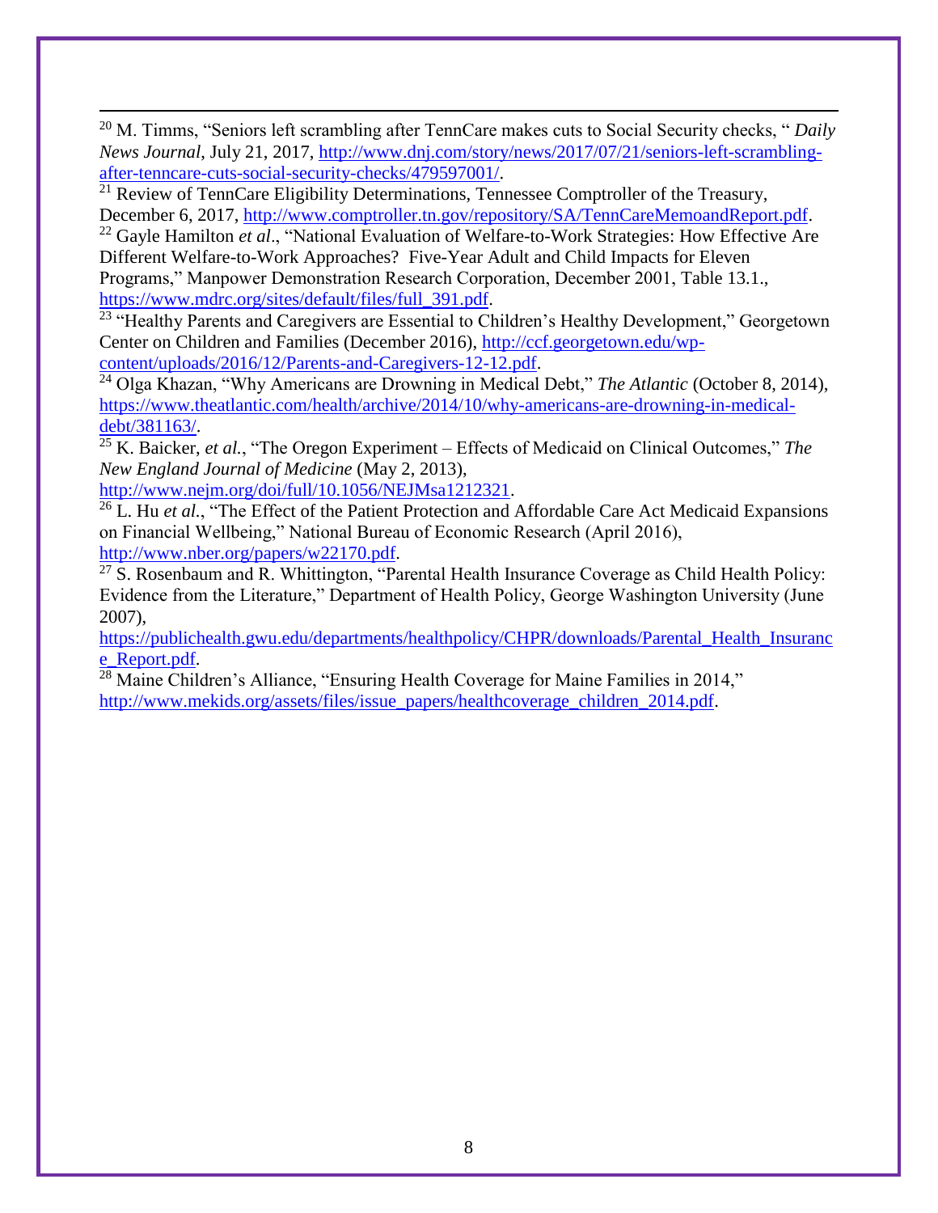[20] M. Timms, "Seniors left scrambling after TennCare makes cuts to Social Security checks, " *Daily News Journal*, July 21, 2017, http://www.dnj.com/story/news/2017/07/21/seniors-left-scrambling-after-tenncare-cuts-social-security-checks/479597001/.

[21] Review of TennCare Eligibility Determinations, Tennessee Comptroller of the Treasury, December 6, 2017, http://www.comptroller.tn.gov/repository/SA/TennCareMemoandReport.pdf.

[22] Gayle Hamilton *et al*., "National Evaluation of Welfare-to-Work Strategies: How Effective Are Different Welfare-to-Work Approaches? Five-Year Adult and Child Impacts for Eleven Programs," Manpower Demonstration Research Corporation, December 2001, Table 13.1., https://www.mdrc.org/sites/default/files/full_391.pdf.

[23] "Healthy Parents and Caregivers are Essential to Children's Healthy Development," Georgetown Center on Children and Families (December 2016), http://ccf.georgetown.edu/wp-content/uploads/2016/12/Parents-and-Caregivers-12-12.pdf.

[24] Olga Khazan, "Why Americans are Drowning in Medical Debt," *The Atlantic* (October 8, 2014), https://www.theatlantic.com/health/archive/2014/10/why-americans-are-drowning-in-medical-debt/381163/.

[25] K. Baicker, *et al.*, "The Oregon Experiment – Effects of Medicaid on Clinical Outcomes," *The New England Journal of Medicine* (May 2, 2013), http://www.nejm.org/doi/full/10.1056/NEJMsa1212321.

[26] L. Hu *et al.*, "The Effect of the Patient Protection and Affordable Care Act Medicaid Expansions on Financial Wellbeing," National Bureau of Economic Research (April 2016), http://www.nber.org/papers/w22170.pdf.

[27] S. Rosenbaum and R. Whittington, "Parental Health Insurance Coverage as Child Health Policy: Evidence from the Literature," Department of Health Policy, George Washington University (June 2007), https://publichealth.gwu.edu/departments/healthpolicy/CHPR/downloads/Parental_Health_Insurance_Report.pdf.

[28] Maine Children's Alliance, "Ensuring Health Coverage for Maine Families in 2014," http://www.mekids.org/assets/files/issue_papers/healthcoverage_children_2014.pdf.